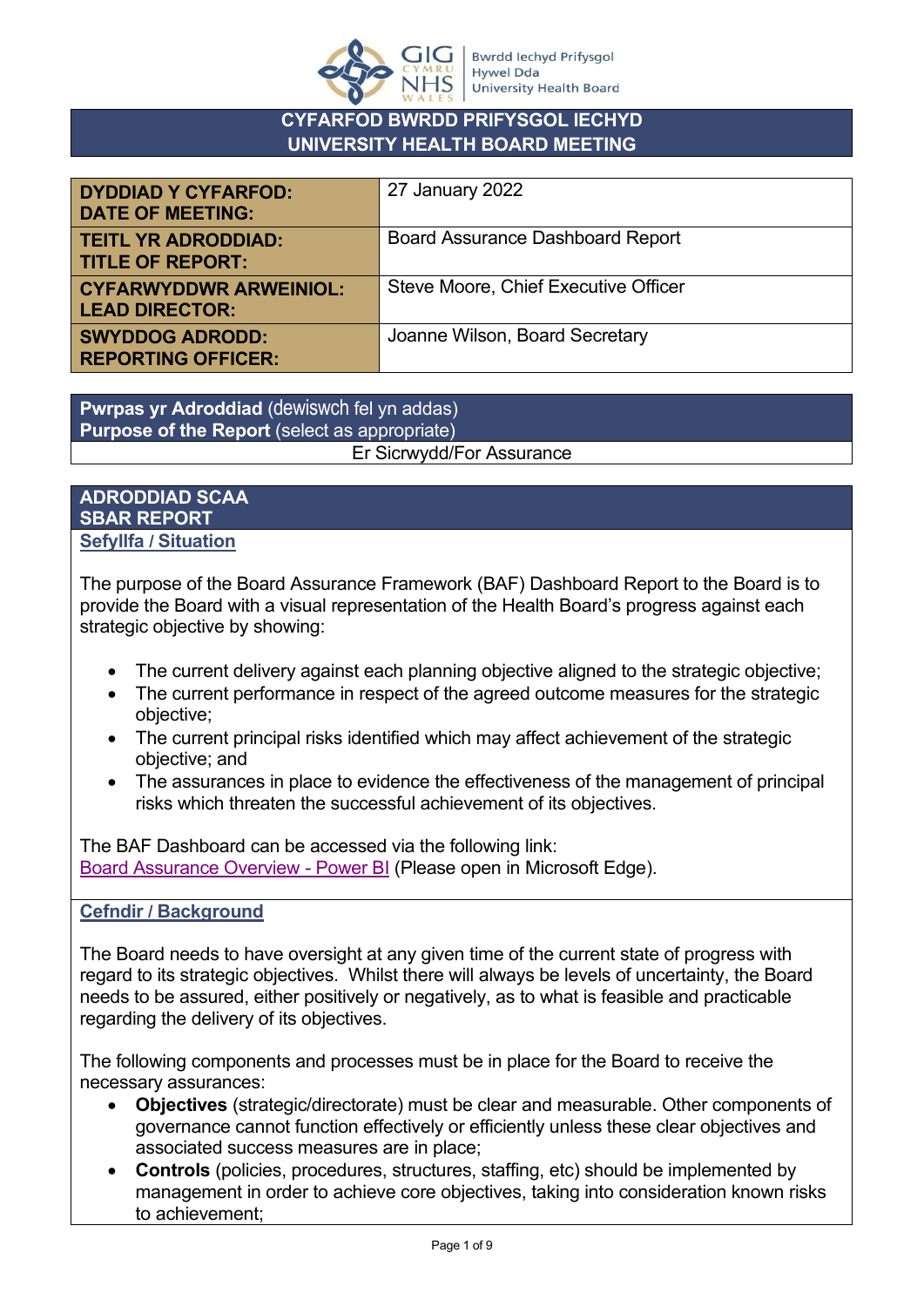## CYFARFOD BWRDD PRIFYSGOL IECHYD UNIVERSITY HEALTH BOARD MEETING

| | |
|---|---|
| **DYDDIAD Y CYFARFOD: DATE OF MEETING:** | 27 January 2022 |
| **TEITL YR ADRODDIAD: TITLE OF REPORT:** | Board Assurance Dashboard Report |
| **CYFARWYDDWR ARWEINIOL: LEAD DIRECTOR:** | Steve Moore, Chief Executive Officer |
| **SWYDDOG ADRODD: REPORTING OFFICER:** | Joanne Wilson, Board Secretary |

**Pwrpas yr Adroddiad** (dewiswch fel yn addas)
**Purpose of the Report** (select as appropriate)

Er Sicrwydd/For Assurance

## ADRODDIAD SCAA SBAR REPORT

### Sefyllfa / Situation

The purpose of the Board Assurance Framework (BAF) Dashboard Report to the Board is to provide the Board with a visual representation of the Health Board's progress against each strategic objective by showing:

- The current delivery against each planning objective aligned to the strategic objective;
- The current performance in respect of the agreed outcome measures for the strategic objective;
- The current principal risks identified which may affect achievement of the strategic objective; and
- The assurances in place to evidence the effectiveness of the management of principal risks which threaten the successful achievement of its objectives.

The BAF Dashboard can be accessed via the following link: Board Assurance Overview - Power BI (Please open in Microsoft Edge).

### Cefndir / Background

The Board needs to have oversight at any given time of the current state of progress with regard to its strategic objectives. Whilst there will always be levels of uncertainty, the Board needs to be assured, either positively or negatively, as to what is feasible and practicable regarding the delivery of its objectives.

The following components and processes must be in place for the Board to receive the necessary assurances:

- **Objectives** (strategic/directorate) must be clear and measurable. Other components of governance cannot function effectively or efficiently unless these clear objectives and associated success measures are in place;
- **Controls** (policies, procedures, structures, staffing, etc) should be implemented by management in order to achieve core objectives, taking into consideration known risks to achievement;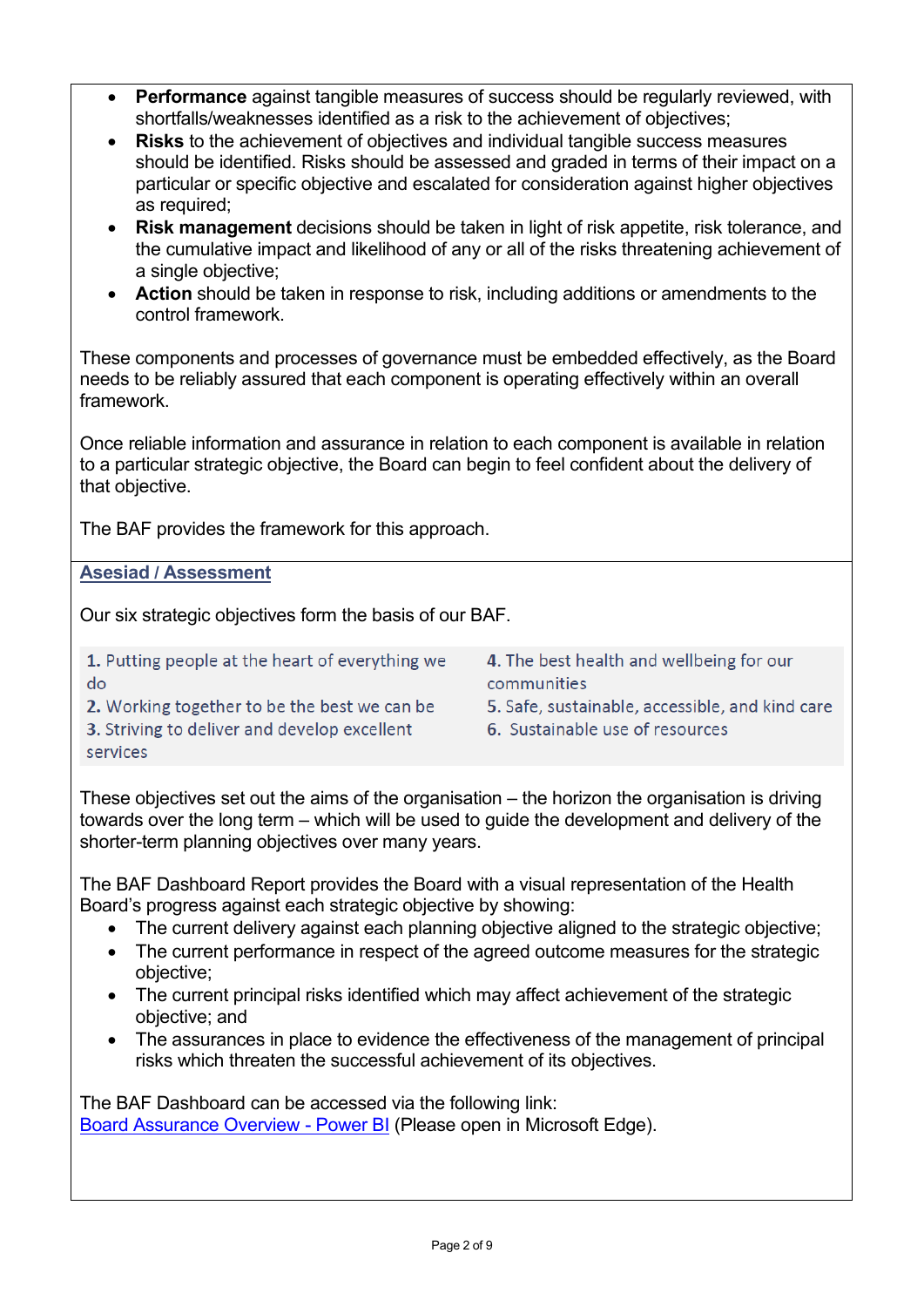- **Performance** against tangible measures of success should be regularly reviewed, with shortfalls/weaknesses identified as a risk to the achievement of objectives;
- **Risks** to the achievement of objectives and individual tangible success measures should be identified. Risks should be assessed and graded in terms of their impact on a particular or specific objective and escalated for consideration against higher objectives as required;
- **Risk management** decisions should be taken in light of risk appetite, risk tolerance, and the cumulative impact and likelihood of any or all of the risks threatening achievement of a single objective;
- **Action** should be taken in response to risk, including additions or amendments to the control framework.

These components and processes of governance must be embedded effectively, as the Board needs to be reliably assured that each component is operating effectively within an overall framework.

Once reliable information and assurance in relation to each component is available in relation to a particular strategic objective, the Board can begin to feel confident about the delivery of that objective.

The BAF provides the framework for this approach.

## Asesiad / Assessment

Our six strategic objectives form the basis of our BAF.

1. Putting people at the heart of everything we do
2. Working together to be the best we can be
3. Striving to deliver and develop excellent services
4. The best health and wellbeing for our communities
5. Safe, sustainable, accessible, and kind care
6. Sustainable use of resources

These objectives set out the aims of the organisation – the horizon the organisation is driving towards over the long term – which will be used to guide the development and delivery of the shorter-term planning objectives over many years.

The BAF Dashboard Report provides the Board with a visual representation of the Health Board's progress against each strategic objective by showing:

- The current delivery against each planning objective aligned to the strategic objective;
- The current performance in respect of the agreed outcome measures for the strategic objective;
- The current principal risks identified which may affect achievement of the strategic objective; and
- The assurances in place to evidence the effectiveness of the management of principal risks which threaten the successful achievement of its objectives.

The BAF Dashboard can be accessed via the following link:
Board Assurance Overview - Power BI (Please open in Microsoft Edge).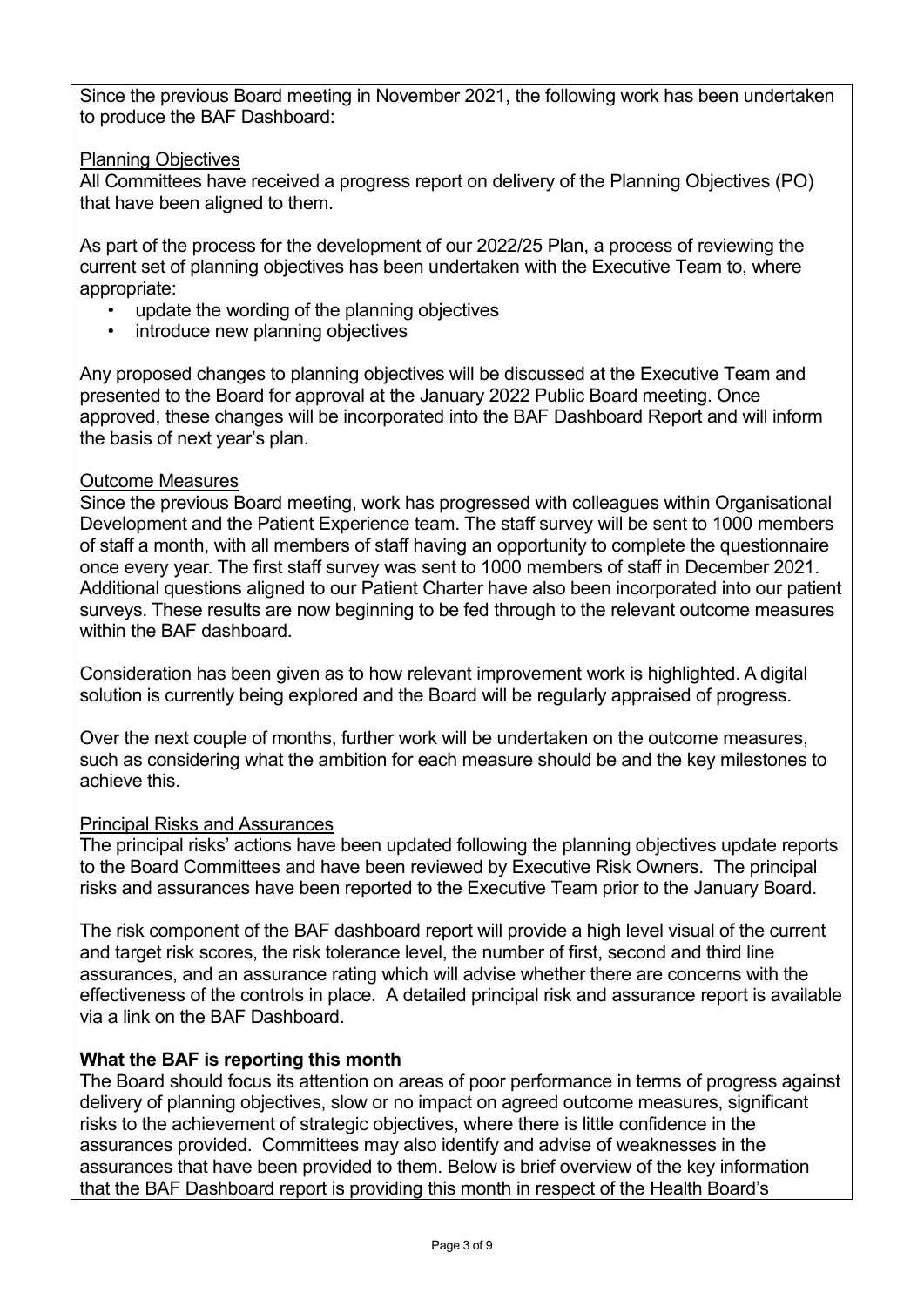Since the previous Board meeting in November 2021, the following work has been undertaken to produce the BAF Dashboard:

<u>Planning Objectives</u>

All Committees have received a progress report on delivery of the Planning Objectives (PO) that have been aligned to them.

As part of the process for the development of our 2022/25 Plan, a process of reviewing the current set of planning objectives has been undertaken with the Executive Team to, where appropriate:

- update the wording of the planning objectives
- introduce new planning objectives

Any proposed changes to planning objectives will be discussed at the Executive Team and presented to the Board for approval at the January 2022 Public Board meeting. Once approved, these changes will be incorporated into the BAF Dashboard Report and will inform the basis of next year's plan.

<u>Outcome Measures</u>

Since the previous Board meeting, work has progressed with colleagues within Organisational Development and the Patient Experience team. The staff survey will be sent to 1000 members of staff a month, with all members of staff having an opportunity to complete the questionnaire once every year. The first staff survey was sent to 1000 members of staff in December 2021. Additional questions aligned to our Patient Charter have also been incorporated into our patient surveys. These results are now beginning to be fed through to the relevant outcome measures within the BAF dashboard.

Consideration has been given as to how relevant improvement work is highlighted. A digital solution is currently being explored and the Board will be regularly appraised of progress.

Over the next couple of months, further work will be undertaken on the outcome measures, such as considering what the ambition for each measure should be and the key milestones to achieve this.

<u>Principal Risks and Assurances</u>

The principal risks' actions have been updated following the planning objectives update reports to the Board Committees and have been reviewed by Executive Risk Owners. The principal risks and assurances have been reported to the Executive Team prior to the January Board.

The risk component of the BAF dashboard report will provide a high level visual of the current and target risk scores, the risk tolerance level, the number of first, second and third line assurances, and an assurance rating which will advise whether there are concerns with the effectiveness of the controls in place. A detailed principal risk and assurance report is available via a link on the BAF Dashboard.

**What the BAF is reporting this month**

The Board should focus its attention on areas of poor performance in terms of progress against delivery of planning objectives, slow or no impact on agreed outcome measures, significant risks to the achievement of strategic objectives, where there is little confidence in the assurances provided. Committees may also identify and advise of weaknesses in the assurances that have been provided to them. Below is brief overview of the key information that the BAF Dashboard report is providing this month in respect of the Health Board's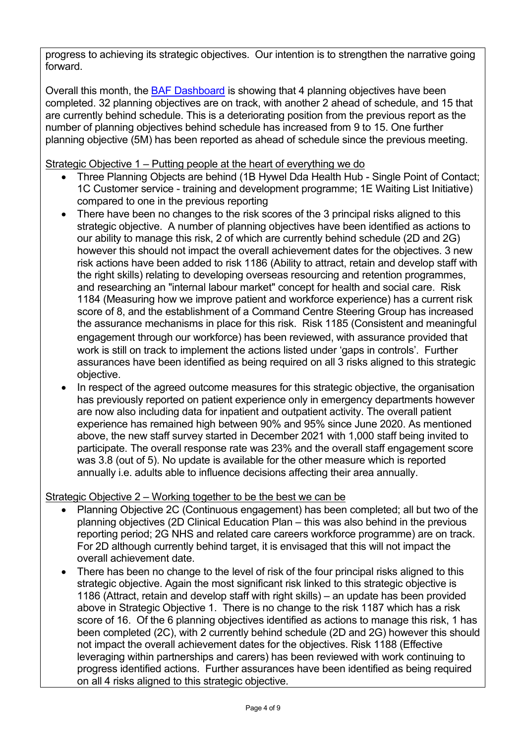progress to achieving its strategic objectives. Our intention is to strengthen the narrative going forward.

Overall this month, the BAF Dashboard is showing that 4 planning objectives have been completed. 32 planning objectives are on track, with another 2 ahead of schedule, and 15 that are currently behind schedule. This is a deteriorating position from the previous report as the number of planning objectives behind schedule has increased from 9 to 15. One further planning objective (5M) has been reported as ahead of schedule since the previous meeting.

Strategic Objective 1 – Putting people at the heart of everything we do

- Three Planning Objects are behind (1B Hywel Dda Health Hub - Single Point of Contact; 1C Customer service - training and development programme; 1E Waiting List Initiative) compared to one in the previous reporting
- There have been no changes to the risk scores of the 3 principal risks aligned to this strategic objective. A number of planning objectives have been identified as actions to our ability to manage this risk, 2 of which are currently behind schedule (2D and 2G) however this should not impact the overall achievement dates for the objectives. 3 new risk actions have been added to risk 1186 (Ability to attract, retain and develop staff with the right skills) relating to developing overseas resourcing and retention programmes, and researching an "internal labour market" concept for health and social care. Risk 1184 (Measuring how we improve patient and workforce experience) has a current risk score of 8, and the establishment of a Command Centre Steering Group has increased the assurance mechanisms in place for this risk. Risk 1185 (Consistent and meaningful engagement through our workforce) has been reviewed, with assurance provided that work is still on track to implement the actions listed under 'gaps in controls'. Further assurances have been identified as being required on all 3 risks aligned to this strategic objective.
- In respect of the agreed outcome measures for this strategic objective, the organisation has previously reported on patient experience only in emergency departments however are now also including data for inpatient and outpatient activity. The overall patient experience has remained high between 90% and 95% since June 2020. As mentioned above, the new staff survey started in December 2021 with 1,000 staff being invited to participate. The overall response rate was 23% and the overall staff engagement score was 3.8 (out of 5). No update is available for the other measure which is reported annually i.e. adults able to influence decisions affecting their area annually.

Strategic Objective 2 – Working together to be the best we can be

- Planning Objective 2C (Continuous engagement) has been completed; all but two of the planning objectives (2D Clinical Education Plan – this was also behind in the previous reporting period; 2G NHS and related care careers workforce programme) are on track. For 2D although currently behind target, it is envisaged that this will not impact the overall achievement date.
- There has been no change to the level of risk of the four principal risks aligned to this strategic objective. Again the most significant risk linked to this strategic objective is 1186 (Attract, retain and develop staff with right skills) – an update has been provided above in Strategic Objective 1. There is no change to the risk 1187 which has a risk score of 16. Of the 6 planning objectives identified as actions to manage this risk, 1 has been completed (2C), with 2 currently behind schedule (2D and 2G) however this should not impact the overall achievement dates for the objectives. Risk 1188 (Effective leveraging within partnerships and carers) has been reviewed with work continuing to progress identified actions. Further assurances have been identified as being required on all 4 risks aligned to this strategic objective.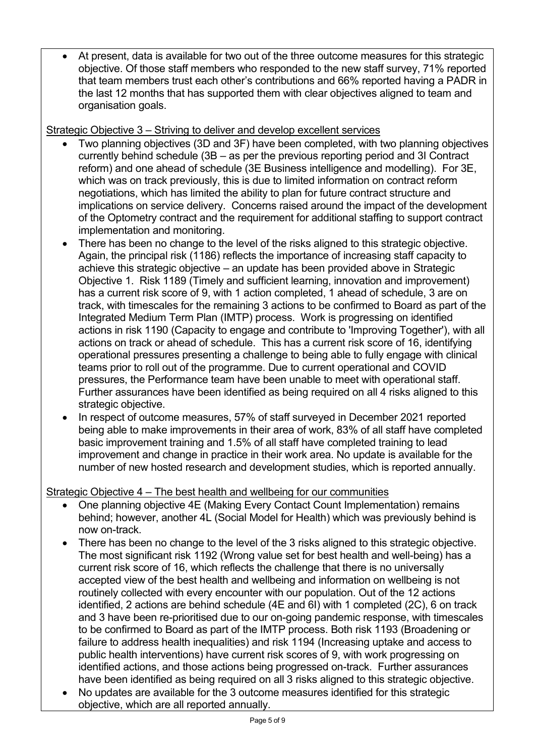- At present, data is available for two out of the three outcome measures for this strategic objective. Of those staff members who responded to the new staff survey, 71% reported that team members trust each other's contributions and 66% reported having a PADR in the last 12 months that has supported them with clear objectives aligned to team and organisation goals.

Strategic Objective 3 – Striving to deliver and develop excellent services

- Two planning objectives (3D and 3F) have been completed, with two planning objectives currently behind schedule (3B – as per the previous reporting period and 3I Contract reform) and one ahead of schedule (3E Business intelligence and modelling). For 3E, which was on track previously, this is due to limited information on contract reform negotiations, which has limited the ability to plan for future contract structure and implications on service delivery. Concerns raised around the impact of the development of the Optometry contract and the requirement for additional staffing to support contract implementation and monitoring.
- There has been no change to the level of the risks aligned to this strategic objective. Again, the principal risk (1186) reflects the importance of increasing staff capacity to achieve this strategic objective – an update has been provided above in Strategic Objective 1. Risk 1189 (Timely and sufficient learning, innovation and improvement) has a current risk score of 9, with 1 action completed, 1 ahead of schedule, 3 are on track, with timescales for the remaining 3 actions to be confirmed to Board as part of the Integrated Medium Term Plan (IMTP) process. Work is progressing on identified actions in risk 1190 (Capacity to engage and contribute to 'Improving Together'), with all actions on track or ahead of schedule. This has a current risk score of 16, identifying operational pressures presenting a challenge to being able to fully engage with clinical teams prior to roll out of the programme. Due to current operational and COVID pressures, the Performance team have been unable to meet with operational staff. Further assurances have been identified as being required on all 4 risks aligned to this strategic objective.
- In respect of outcome measures, 57% of staff surveyed in December 2021 reported being able to make improvements in their area of work, 83% of all staff have completed basic improvement training and 1.5% of all staff have completed training to lead improvement and change in practice in their work area. No update is available for the number of new hosted research and development studies, which is reported annually.

Strategic Objective 4 – The best health and wellbeing for our communities

- One planning objective 4E (Making Every Contact Count Implementation) remains behind; however, another 4L (Social Model for Health) which was previously behind is now on-track.
- There has been no change to the level of the 3 risks aligned to this strategic objective. The most significant risk 1192 (Wrong value set for best health and well-being) has a current risk score of 16, which reflects the challenge that there is no universally accepted view of the best health and wellbeing and information on wellbeing is not routinely collected with every encounter with our population. Out of the 12 actions identified, 2 actions are behind schedule (4E and 6I) with 1 completed (2C), 6 on track and 3 have been re-prioritised due to our on-going pandemic response, with timescales to be confirmed to Board as part of the IMTP process. Both risk 1193 (Broadening or failure to address health inequalities) and risk 1194 (Increasing uptake and access to public health interventions) have current risk scores of 9, with work progressing on identified actions, and those actions being progressed on-track. Further assurances have been identified as being required on all 3 risks aligned to this strategic objective.
- No updates are available for the 3 outcome measures identified for this strategic objective, which are all reported annually.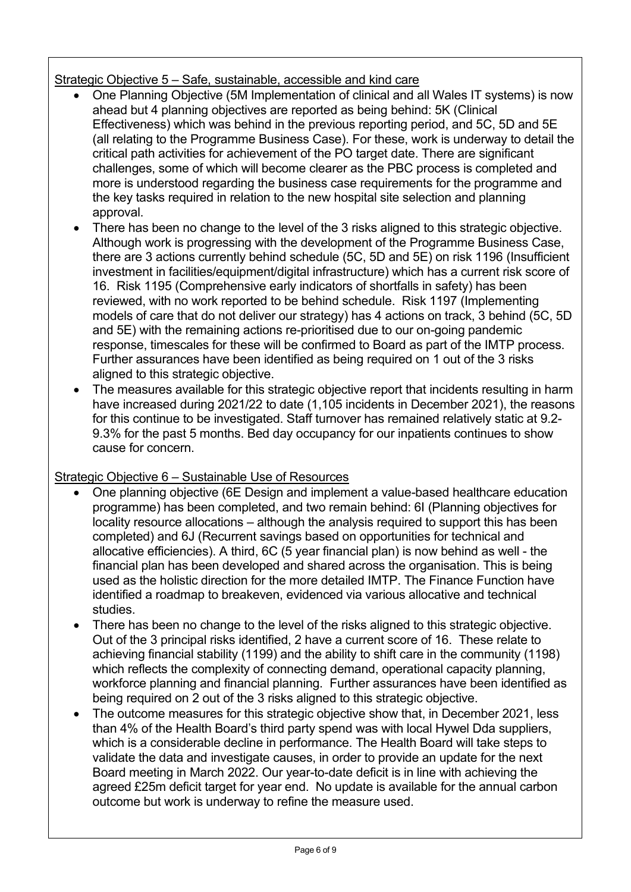Strategic Objective 5 – Safe, sustainable, accessible and kind care

- One Planning Objective (5M Implementation of clinical and all Wales IT systems) is now ahead but 4 planning objectives are reported as being behind: 5K (Clinical Effectiveness) which was behind in the previous reporting period, and 5C, 5D and 5E (all relating to the Programme Business Case). For these, work is underway to detail the critical path activities for achievement of the PO target date. There are significant challenges, some of which will become clearer as the PBC process is completed and more is understood regarding the business case requirements for the programme and the key tasks required in relation to the new hospital site selection and planning approval.
- There has been no change to the level of the 3 risks aligned to this strategic objective. Although work is progressing with the development of the Programme Business Case, there are 3 actions currently behind schedule (5C, 5D and 5E) on risk 1196 (Insufficient investment in facilities/equipment/digital infrastructure) which has a current risk score of 16. Risk 1195 (Comprehensive early indicators of shortfalls in safety) has been reviewed, with no work reported to be behind schedule. Risk 1197 (Implementing models of care that do not deliver our strategy) has 4 actions on track, 3 behind (5C, 5D and 5E) with the remaining actions re-prioritised due to our on-going pandemic response, timescales for these will be confirmed to Board as part of the IMTP process. Further assurances have been identified as being required on 1 out of the 3 risks aligned to this strategic objective.
- The measures available for this strategic objective report that incidents resulting in harm have increased during 2021/22 to date (1,105 incidents in December 2021), the reasons for this continue to be investigated. Staff turnover has remained relatively static at 9.2-9.3% for the past 5 months. Bed day occupancy for our inpatients continues to show cause for concern.

Strategic Objective 6 – Sustainable Use of Resources

- One planning objective (6E Design and implement a value-based healthcare education programme) has been completed, and two remain behind: 6I (Planning objectives for locality resource allocations – although the analysis required to support this has been completed) and 6J (Recurrent savings based on opportunities for technical and allocative efficiencies). A third, 6C (5 year financial plan) is now behind as well - the financial plan has been developed and shared across the organisation. This is being used as the holistic direction for the more detailed IMTP. The Finance Function have identified a roadmap to breakeven, evidenced via various allocative and technical studies.
- There has been no change to the level of the risks aligned to this strategic objective. Out of the 3 principal risks identified, 2 have a current score of 16. These relate to achieving financial stability (1199) and the ability to shift care in the community (1198) which reflects the complexity of connecting demand, operational capacity planning, workforce planning and financial planning. Further assurances have been identified as being required on 2 out of the 3 risks aligned to this strategic objective.
- The outcome measures for this strategic objective show that, in December 2021, less than 4% of the Health Board's third party spend was with local Hywel Dda suppliers, which is a considerable decline in performance. The Health Board will take steps to validate the data and investigate causes, in order to provide an update for the next Board meeting in March 2022. Our year-to-date deficit is in line with achieving the agreed £25m deficit target for year end. No update is available for the annual carbon outcome but work is underway to refine the measure used.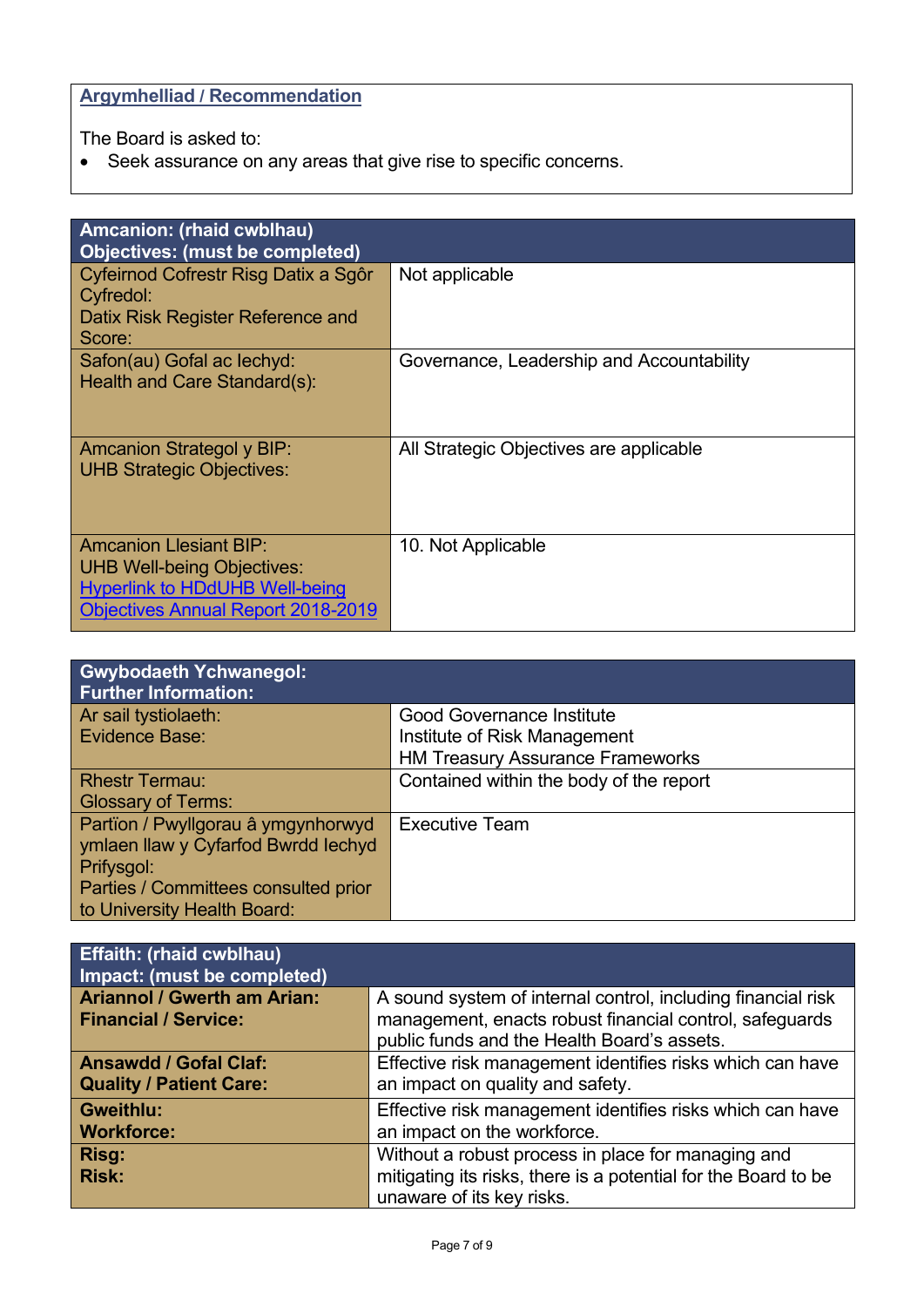**Argymhelliad / Recommendation**

The Board is asked to:

- Seek assurance on any areas that give rise to specific concerns.

| Amcanion: (rhaid cwblhau)<br>Objectives: (must be completed) | |
|---|---|
| Cyfeirnod Cofrestr Risg Datix a Sgôr Cyfredol:<br>Datix Risk Register Reference and Score: | Not applicable |
| Safon(au) Gofal ac Iechyd:<br>Health and Care Standard(s): | Governance, Leadership and Accountability |
| Amcanion Strategol y BIP:<br>UHB Strategic Objectives: | All Strategic Objectives are applicable |
| Amcanion Llesiant BIP:<br>UHB Well-being Objectives:<br>Hyperlink to HDdUHB Well-being Objectives Annual Report 2018-2019 | 10. Not Applicable |

| Gwybodaeth Ychwanegol:<br>Further Information: | |
|---|---|
| Ar sail tystiolaeth:<br>Evidence Base: | Good Governance Institute<br>Institute of Risk Management<br>HM Treasury Assurance Frameworks |
| Rhestr Termau:<br>Glossary of Terms: | Contained within the body of the report |
| Partïon / Pwyllgorau â ymgynhorwyd ymlaen llaw y Cyfarfod Bwrdd Iechyd Prifysgol:<br>Parties / Committees consulted prior to University Health Board: | Executive Team |

| Effaith: (rhaid cwblhau)<br>Impact: (must be completed) | |
|---|---|
| **Ariannol / Gwerth am Arian:<br>Financial / Service:** | A sound system of internal control, including financial risk management, enacts robust financial control, safeguards public funds and the Health Board's assets. |
| **Ansawdd / Gofal Claf:<br>Quality / Patient Care:** | Effective risk management identifies risks which can have an impact on quality and safety. |
| **Gweithlu:<br>Workforce:** | Effective risk management identifies risks which can have an impact on the workforce. |
| **Risg:<br>Risk:** | Without a robust process in place for managing and mitigating its risks, there is a potential for the Board to be unaware of its key risks. |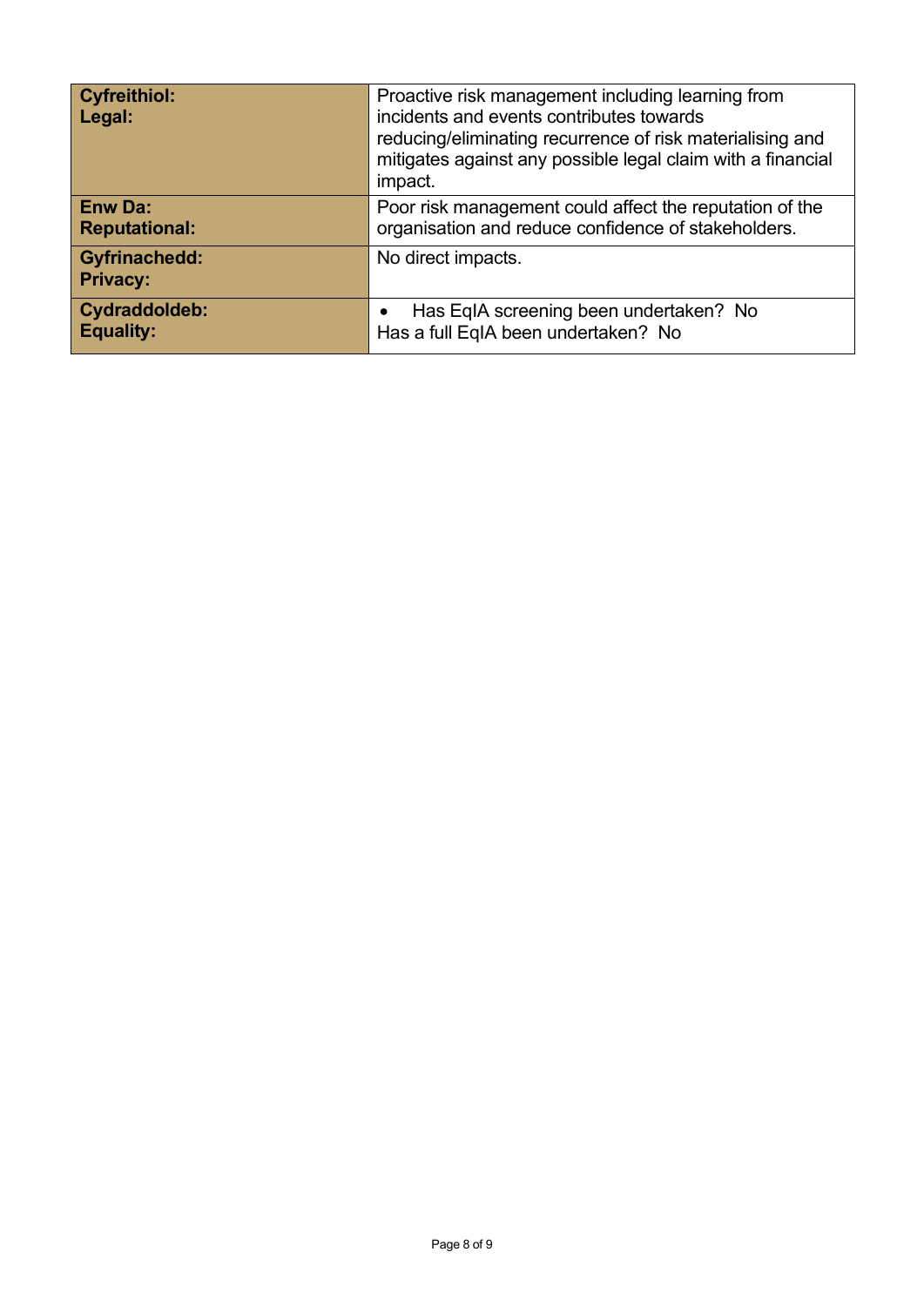| **Cyfreithiol:**<br>**Legal:** | Proactive risk management including learning from incidents and events contributes towards reducing/eliminating recurrence of risk materialising and mitigates against any possible legal claim with a financial impact. |
|---|---|
| **Enw Da:**<br>**Reputational:** | Poor risk management could affect the reputation of the organisation and reduce confidence of stakeholders. |
| **Gyfrinachedd:**<br>**Privacy:** | No direct impacts. |
| **Cydraddoldeb:**<br>**Equality:** | • Has EqIA screening been undertaken? No<br>Has a full EqIA been undertaken? No |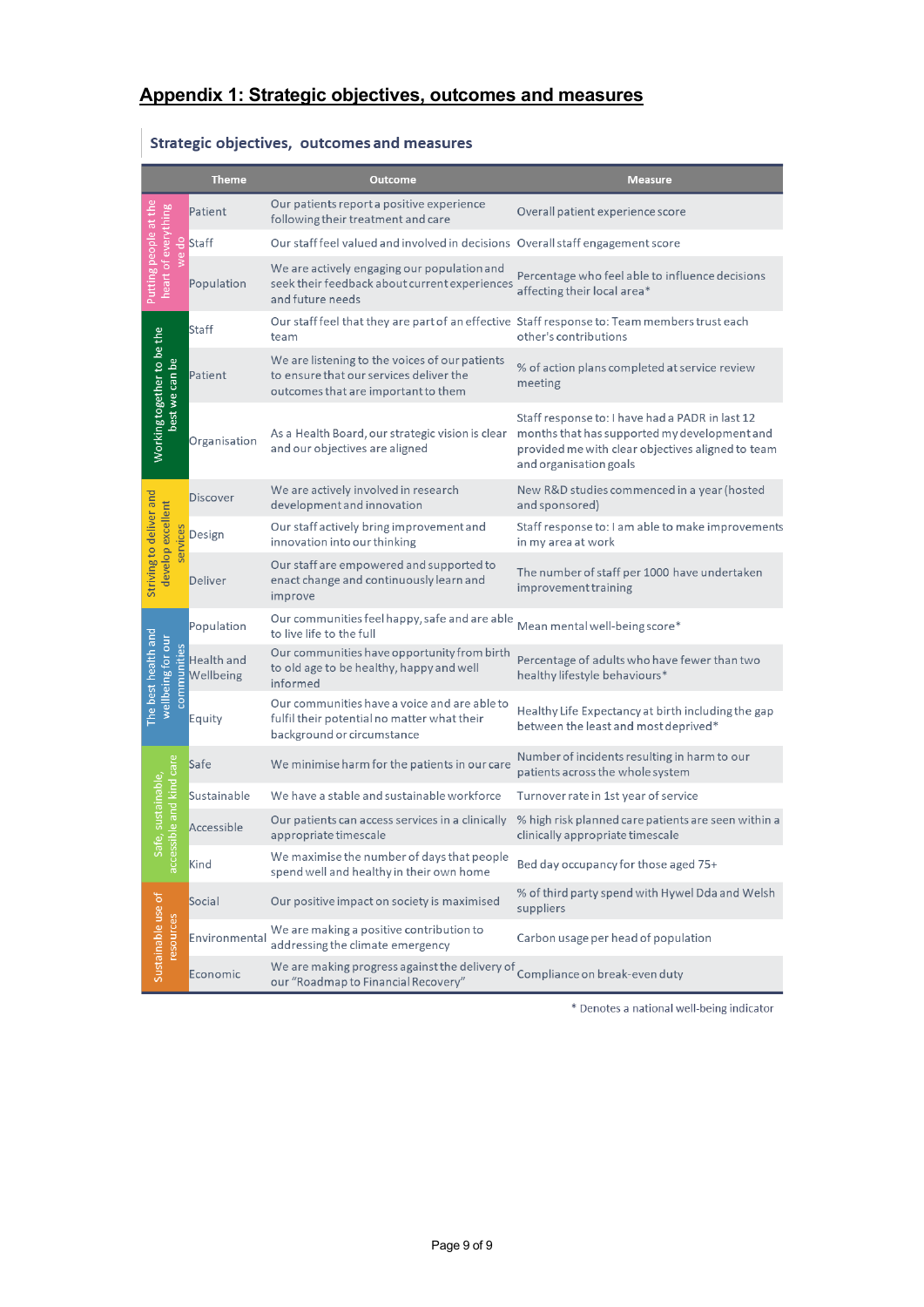## Appendix 1: Strategic objectives, outcomes and measures

### Strategic objectives, outcomes and measures

| Theme | | Outcome | Measure |
|---|---|---|---|
| Putting people at the heart of everything we do | Patient | Our patients report a positive experience following their treatment and care | Overall patient experience score |
| | Staff | Our staff feel valued and involved in decisions | Overall staff engagement score |
| | Population | We are actively engaging our population and seek their feedback about current experiences and future needs | Percentage who feel able to influence decisions affecting their local area* |
| Working together to be the best we can be | Staff | Our staff feel that they are part of an effective team | Staff response to: Team members trust each other's contributions |
| | Patient | We are listening to the voices of our patients to ensure that our services deliver the outcomes that are important to them | % of action plans completed at service review meeting |
| | Organisation | As a Health Board, our strategic vision is clear and our objectives are aligned | Staff response to: I have had a PADR in last 12 months that has supported my development and provided me with clear objectives aligned to team and organisation goals |
| Striving to deliver and develop excellent services | Discover | We are actively involved in research development and innovation | New R&D studies commenced in a year (hosted and sponsored) |
| | Design | Our staff actively bring improvement and innovation into our thinking | Staff response to: I am able to make improvements in my area at work |
| | Deliver | Our staff are empowered and supported to enact change and continuously learn and improve | The number of staff per 1000 have undertaken improvement training |
| The best health and wellbeing for our communities | Population | Our communities feel happy, safe and are able to live life to the full | Mean mental well-being score* |
| | Health and Wellbeing | Our communities have opportunity from birth to old age to be healthy, happy and well informed | Percentage of adults who have fewer than two healthy lifestyle behaviours* |
| | Equity | Our communities have a voice and are able to fulfil their potential no matter what their background or circumstance | Healthy Life Expectancy at birth including the gap between the least and most deprived* |
| Safe, sustainable, accessible and kind care | Safe | We minimise harm for the patients in our care | Number of incidents resulting in harm to our patients across the whole system |
| | Sustainable | We have a stable and sustainable workforce | Turnover rate in 1st year of service |
| | Accessible | Our patients can access services in a clinically appropriate timescale | % high risk planned care patients are seen within a clinically appropriate timescale |
| | Kind | We maximise the number of days that people spend well and healthy in their own home | Bed day occupancy for those aged 75+ |
| Sustainable use of resources | Social | Our positive impact on society is maximised | % of third party spend with Hywel Dda and Welsh suppliers |
| | Environmental | We are making a positive contribution to addressing the climate emergency | Carbon usage per head of population |
| | Economic | We are making progress against the delivery of our "Roadmap to Financial Recovery" | Compliance on break-even duty |

* Denotes a national well-being indicator